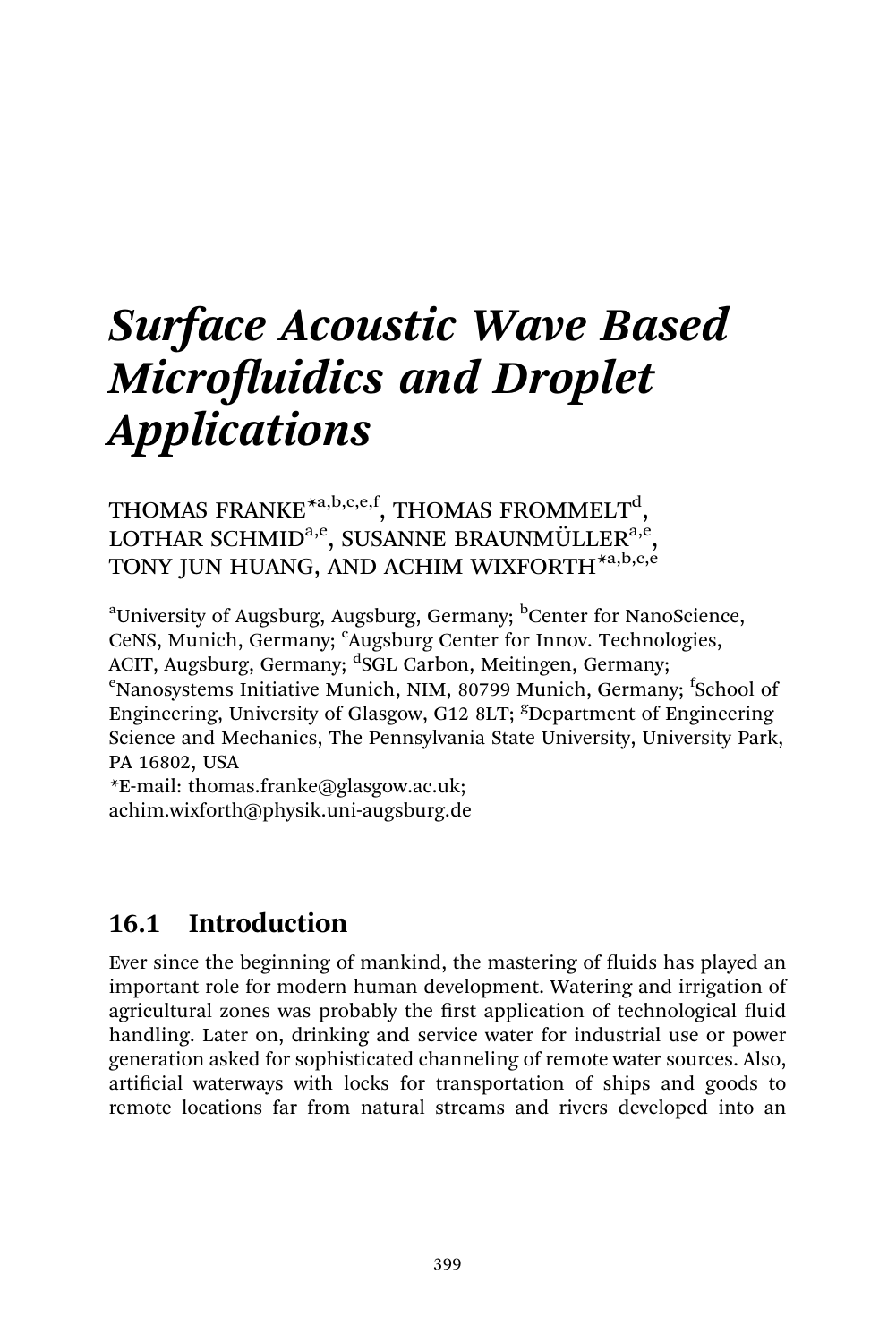# *Surface Acoustic Wave Based Microfluidics and Droplet Applications*

THOMAS FRANKE*[a,b,c,e,f], THOMAS FROMMELT[d], LOTHAR SCHMID[a,e], SUSANNE BRAUNMÜLLER[a,e], TONY JUN HUANG, AND ACHIM WIXFORTH*[a,b,c,e]

[a]University of Augsburg, Augsburg, Germany; [b]Center for NanoScience, CeNS, Munich, Germany; [c]Augsburg Center for Innov. Technologies, ACIT, Augsburg, Germany; [d]SGL Carbon, Meitingen, Germany; [e]Nanosystems Initiative Munich, NIM, 80799 Munich, Germany; [f]School of Engineering, University of Glasgow, G12 8LT; [g]Department of Engineering Science and Mechanics, The Pennsylvania State University, University Park, PA 16802, USA

*E-mail: thomas.franke@glasgow.ac.uk; achim.wixforth@physik.uni-augsburg.de

## 16.1 Introduction

Ever since the beginning of mankind, the mastering of fluids has played an important role for modern human development. Watering and irrigation of agricultural zones was probably the first application of technological fluid handling. Later on, drinking and service water for industrial use or power generation asked for sophisticated channeling of remote water sources. Also, artificial waterways with locks for transportation of ships and goods to remote locations far from natural streams and rivers developed into an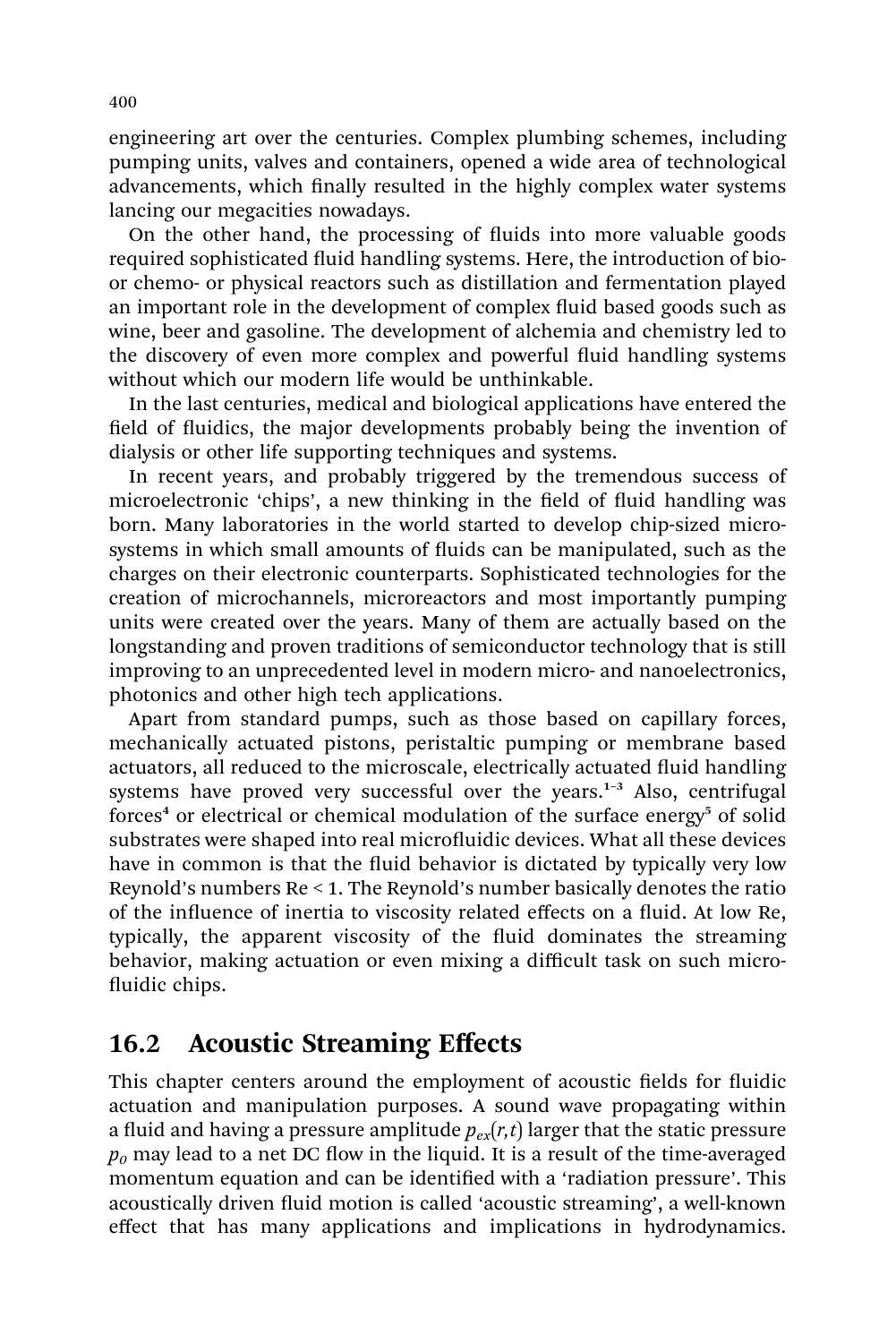engineering art over the centuries. Complex plumbing schemes, including pumping units, valves and containers, opened a wide area of technological advancements, which finally resulted in the highly complex water systems lancing our megacities nowadays.

On the other hand, the processing of fluids into more valuable goods required sophisticated fluid handling systems. Here, the introduction of bio- or chemo- or physical reactors such as distillation and fermentation played an important role in the development of complex fluid based goods such as wine, beer and gasoline. The development of alchemia and chemistry led to the discovery of even more complex and powerful fluid handling systems without which our modern life would be unthinkable.

In the last centuries, medical and biological applications have entered the field of fluidics, the major developments probably being the invention of dialysis or other life supporting techniques and systems.

In recent years, and probably triggered by the tremendous success of microelectronic 'chips', a new thinking in the field of fluid handling was born. Many laboratories in the world started to develop chip-sized microsystems in which small amounts of fluids can be manipulated, such as the charges on their electronic counterparts. Sophisticated technologies for the creation of microchannels, microreactors and most importantly pumping units were created over the years. Many of them are actually based on the longstanding and proven traditions of semiconductor technology that is still improving to an unprecedented level in modern micro- and nanoelectronics, photonics and other high tech applications.

Apart from standard pumps, such as those based on capillary forces, mechanically actuated pistons, peristaltic pumping or membrane based actuators, all reduced to the microscale, electrically actuated fluid handling systems have proved very successful over the years.[1–3] Also, centrifugal forces[4] or electrical or chemical modulation of the surface energy[5] of solid substrates were shaped into real microfluidic devices. What all these devices have in common is that the fluid behavior is dictated by typically very low Reynold's numbers Re < 1. The Reynold's number basically denotes the ratio of the influence of inertia to viscosity related effects on a fluid. At low Re, typically, the apparent viscosity of the fluid dominates the streaming behavior, making actuation or even mixing a difficult task on such microfluidic chips.

## 16.2 Acoustic Streaming Effects

This chapter centers around the employment of acoustic fields for fluidic actuation and manipulation purposes. A sound wave propagating within a fluid and having a pressure amplitude $p_{ex}(r,t)$ larger that the static pressure $p_0$ may lead to a net DC flow in the liquid. It is a result of the time-averaged momentum equation and can be identified with a 'radiation pressure'. This acoustically driven fluid motion is called 'acoustic streaming', a well-known effect that has many applications and implications in hydrodynamics.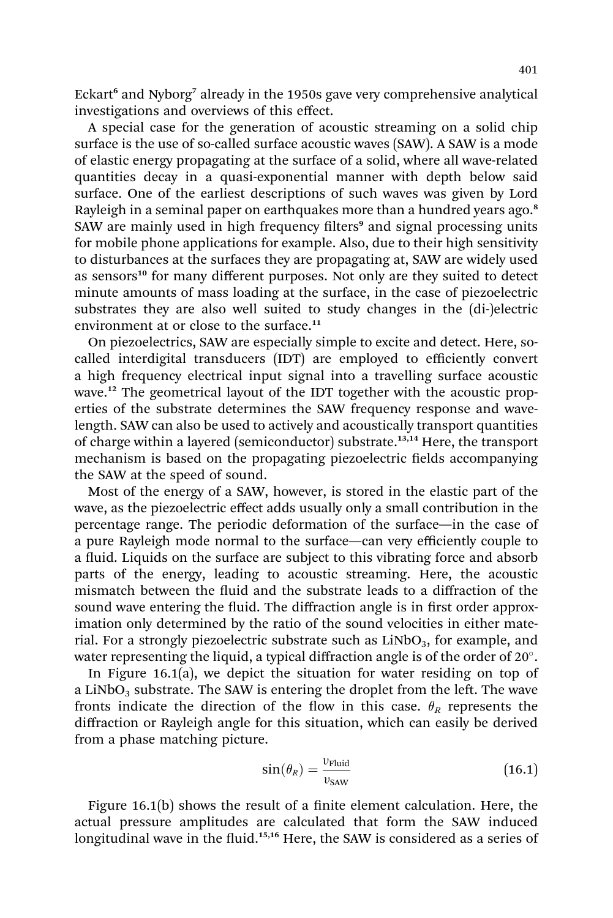Eckart[6] and Nyborg[7] already in the 1950s gave very comprehensive analytical investigations and overviews of this effect.

A special case for the generation of acoustic streaming on a solid chip surface is the use of so-called surface acoustic waves (SAW). A SAW is a mode of elastic energy propagating at the surface of a solid, where all wave-related quantities decay in a quasi-exponential manner with depth below said surface. One of the earliest descriptions of such waves was given by Lord Rayleigh in a seminal paper on earthquakes more than a hundred years ago.[8] SAW are mainly used in high frequency filters[9] and signal processing units for mobile phone applications for example. Also, due to their high sensitivity to disturbances at the surfaces they are propagating at, SAW are widely used as sensors[10] for many different purposes. Not only are they suited to detect minute amounts of mass loading at the surface, in the case of piezoelectric substrates they are also well suited to study changes in the (di-)electric environment at or close to the surface.[11]

On piezoelectrics, SAW are especially simple to excite and detect. Here, so-called interdigital transducers (IDT) are employed to efficiently convert a high frequency electrical input signal into a travelling surface acoustic wave.[12] The geometrical layout of the IDT together with the acoustic properties of the substrate determines the SAW frequency response and wavelength. SAW can also be used to actively and acoustically transport quantities of charge within a layered (semiconductor) substrate.[13,14] Here, the transport mechanism is based on the propagating piezoelectric fields accompanying the SAW at the speed of sound.

Most of the energy of a SAW, however, is stored in the elastic part of the wave, as the piezoelectric effect adds usually only a small contribution in the percentage range. The periodic deformation of the surface—in the case of a pure Rayleigh mode normal to the surface—can very efficiently couple to a fluid. Liquids on the surface are subject to this vibrating force and absorb parts of the energy, leading to acoustic streaming. Here, the acoustic mismatch between the fluid and the substrate leads to a diffraction of the sound wave entering the fluid. The diffraction angle is in first order approximation only determined by the ratio of the sound velocities in either material. For a strongly piezoelectric substrate such as $LiNbO_3$, for example, and water representing the liquid, a typical diffraction angle is of the order of 20°.

In Figure 16.1(a), we depict the situation for water residing on top of a $LiNbO_3$ substrate. The SAW is entering the droplet from the left. The wave fronts indicate the direction of the flow in this case. $\theta_R$ represents the diffraction or Rayleigh angle for this situation, which can easily be derived from a phase matching picture.

$$\sin(\theta_R) = \frac{v_{\text{Fluid}}}{v_{\text{SAW}}} \tag{16.1}$$

Figure 16.1(b) shows the result of a finite element calculation. Here, the actual pressure amplitudes are calculated that form the SAW induced longitudinal wave in the fluid.[15,16] Here, the SAW is considered as a series of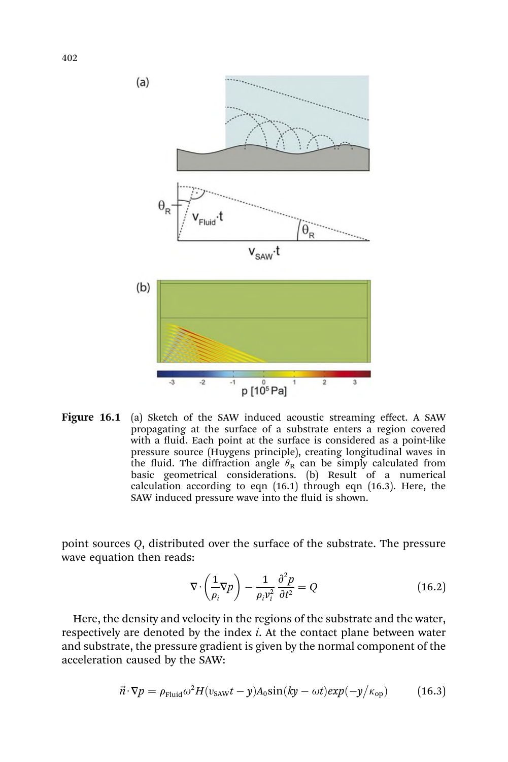Figure 16.1 (a) Sketch of the SAW induced acoustic streaming effect. A SAW propagating at the surface of a substrate enters a region covered with a fluid. Each point at the surface is considered as a point-like pressure source (Huygens principle), creating longitudinal waves in the fluid. The diffraction angle $\theta_R$ can be simply calculated from basic geometrical considerations. (b) Result of a numerical calculation according to eqn (16.1) through eqn (16.3). Here, the SAW induced pressure wave into the fluid is shown.

point sources $Q$, distributed over the surface of the substrate. The pressure wave equation then reads:

$$\nabla \cdot \left( \frac{1}{\rho_i} \nabla p \right) - \frac{1}{\rho_i v_i^2} \frac{\partial^2 p}{\partial t^2} = Q \tag{16.2}$$

Here, the density and velocity in the regions of the substrate and the water, respectively are denoted by the index $i$. At the contact plane between water and substrate, the pressure gradient is given by the normal component of the acceleration caused by the SAW:

$$\vec{n} \cdot \nabla p = \rho_{\text{Fluid}} \omega^2 H(\upsilon_{\text{SAW}} t - y) A_0 \sin(ky - \omega t) exp(-y/\kappa_{\text{op}}) \tag{16.3}$$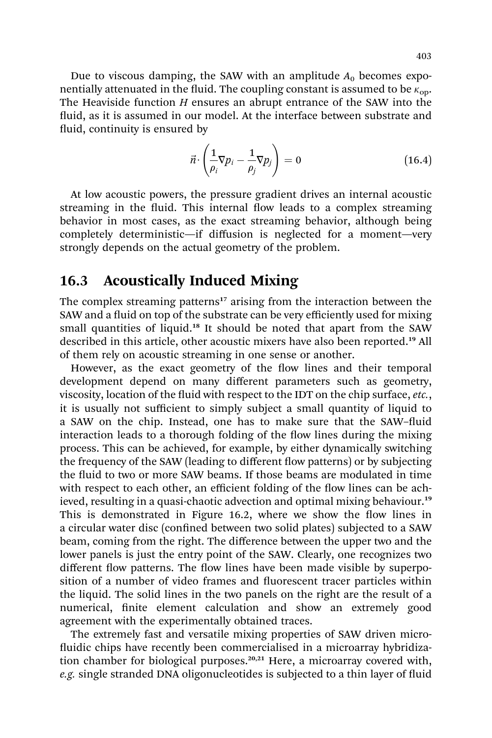Due to viscous damping, the SAW with an amplitude $A_0$ becomes exponentially attenuated in the fluid. The coupling constant is assumed to be $\kappa_{op}$. The Heaviside function $H$ ensures an abrupt entrance of the SAW into the fluid, as it is assumed in our model. At the interface between substrate and fluid, continuity is ensured by

$$\vec{n} \cdot \left( \frac{1}{\rho_i} \nabla p_i - \frac{1}{\rho_j} \nabla p_j \right) = 0 \qquad (16.4)$$

At low acoustic powers, the pressure gradient drives an internal acoustic streaming in the fluid. This internal flow leads to a complex streaming behavior in most cases, as the exact streaming behavior, although being completely deterministic—if diffusion is neglected for a moment—very strongly depends on the actual geometry of the problem.

## 16.3 Acoustically Induced Mixing

The complex streaming patterns[17] arising from the interaction between the SAW and a fluid on top of the substrate can be very efficiently used for mixing small quantities of liquid.[18] It should be noted that apart from the SAW described in this article, other acoustic mixers have also been reported.[19] All of them rely on acoustic streaming in one sense or another.

However, as the exact geometry of the flow lines and their temporal development depend on many different parameters such as geometry, viscosity, location of the fluid with respect to the IDT on the chip surface, *etc.*, it is usually not sufficient to simply subject a small quantity of liquid to a SAW on the chip. Instead, one has to make sure that the SAW–fluid interaction leads to a thorough folding of the flow lines during the mixing process. This can be achieved, for example, by either dynamically switching the frequency of the SAW (leading to different flow patterns) or by subjecting the fluid to two or more SAW beams. If those beams are modulated in time with respect to each other, an efficient folding of the flow lines can be achieved, resulting in a quasi-chaotic advection and optimal mixing behaviour.[19] This is demonstrated in Figure 16.2, where we show the flow lines in a circular water disc (confined between two solid plates) subjected to a SAW beam, coming from the right. The difference between the upper two and the lower panels is just the entry point of the SAW. Clearly, one recognizes two different flow patterns. The flow lines have been made visible by superposition of a number of video frames and fluorescent tracer particles within the liquid. The solid lines in the two panels on the right are the result of a numerical, finite element calculation and show an extremely good agreement with the experimentally obtained traces.

The extremely fast and versatile mixing properties of SAW driven microfluidic chips have recently been commercialised in a microarray hybridization chamber for biological purposes.[20,21] Here, a microarray covered with, *e.g.* single stranded DNA oligonucleotides is subjected to a thin layer of fluid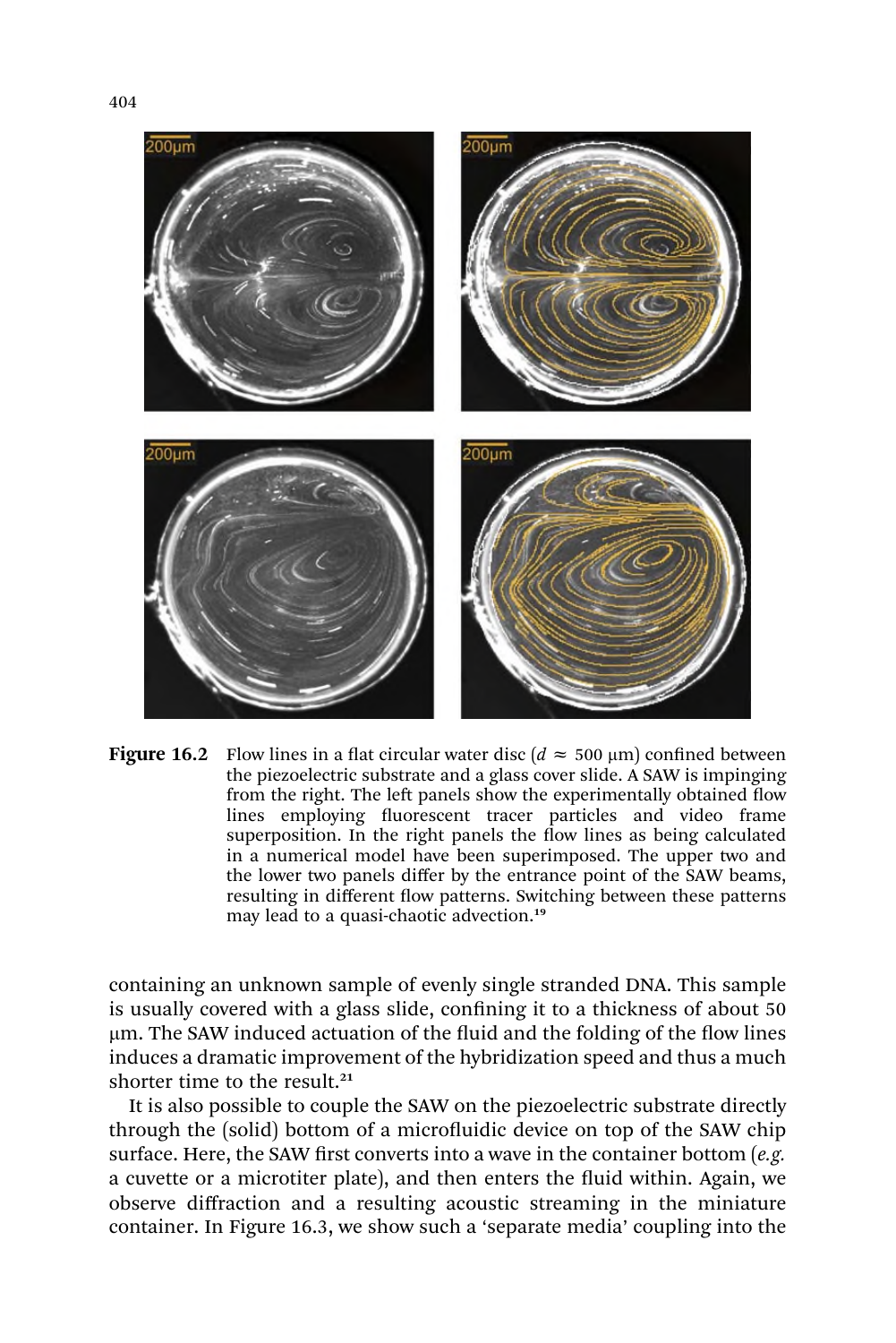**Figure 16.2** Flow lines in a flat circular water disc ($d \approx 500$ μm) confined between the piezoelectric substrate and a glass cover slide. A SAW is impinging from the right. The left panels show the experimentally obtained flow lines employing fluorescent tracer particles and video frame superposition. In the right panels the flow lines as being calculated in a numerical model have been superimposed. The upper two and the lower two panels differ by the entrance point of the SAW beams, resulting in different flow patterns. Switching between these patterns may lead to a quasi-chaotic advection.[19]

containing an unknown sample of evenly single stranded DNA. This sample is usually covered with a glass slide, confining it to a thickness of about 50 μm. The SAW induced actuation of the fluid and the folding of the flow lines induces a dramatic improvement of the hybridization speed and thus a much shorter time to the result.[21]

It is also possible to couple the SAW on the piezoelectric substrate directly through the (solid) bottom of a microfluidic device on top of the SAW chip surface. Here, the SAW first converts into a wave in the container bottom (*e.g.* a cuvette or a microtiter plate), and then enters the fluid within. Again, we observe diffraction and a resulting acoustic streaming in the miniature container. In Figure 16.3, we show such a 'separate media' coupling into the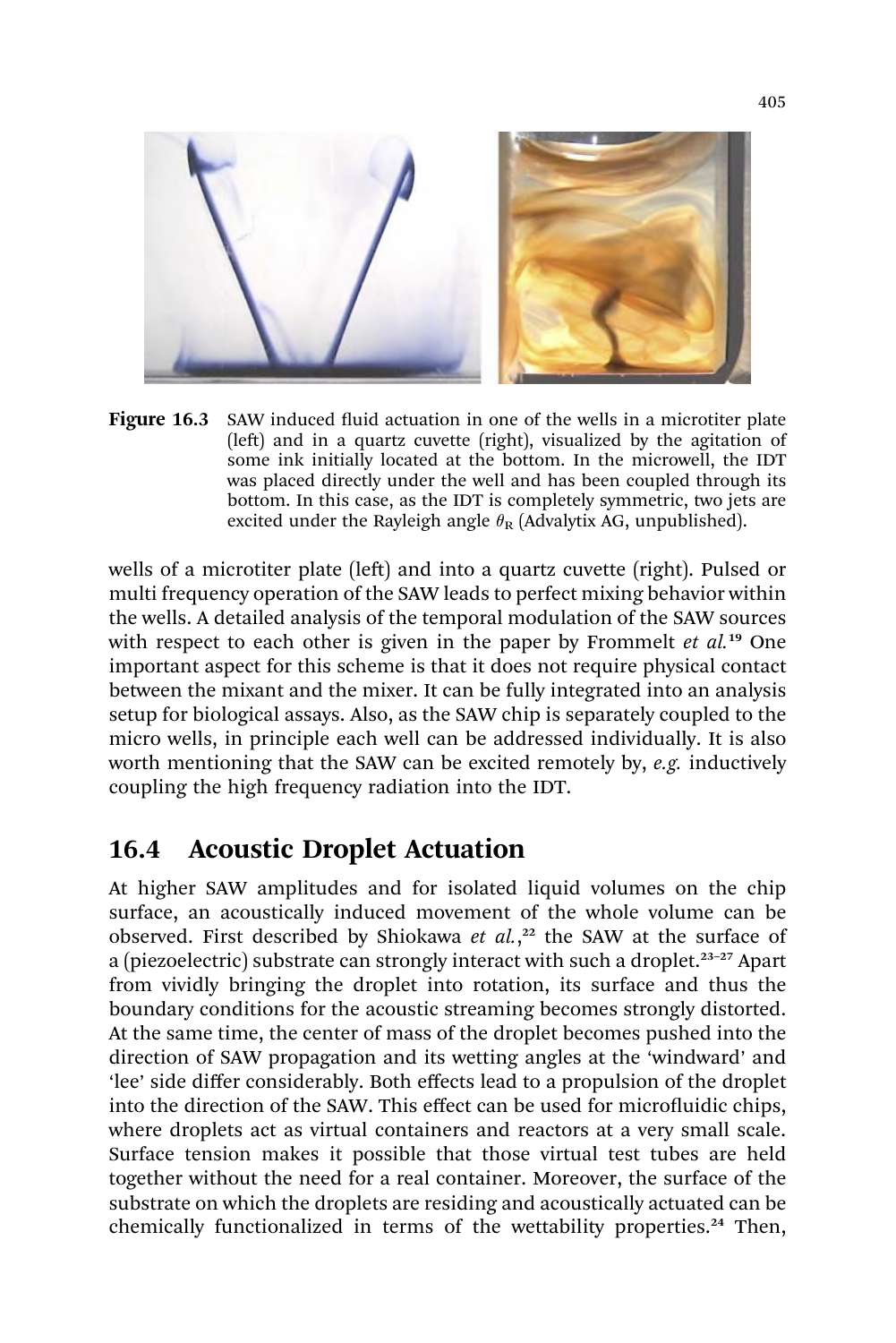**Figure 16.3** SAW induced fluid actuation in one of the wells in a microtiter plate (left) and in a quartz cuvette (right), visualized by the agitation of some ink initially located at the bottom. In the microwell, the IDT was placed directly under the well and has been coupled through its bottom. In this case, as the IDT is completely symmetric, two jets are excited under the Rayleigh angle $\theta_R$ (Advalytix AG, unpublished).

wells of a microtiter plate (left) and into a quartz cuvette (right). Pulsed or multi frequency operation of the SAW leads to perfect mixing behavior within the wells. A detailed analysis of the temporal modulation of the SAW sources with respect to each other is given in the paper by Frommelt *et al.*[19] One important aspect for this scheme is that it does not require physical contact between the mixant and the mixer. It can be fully integrated into an analysis setup for biological assays. Also, as the SAW chip is separately coupled to the micro wells, in principle each well can be addressed individually. It is also worth mentioning that the SAW can be excited remotely by, *e.g.* inductively coupling the high frequency radiation into the IDT.

## 16.4 Acoustic Droplet Actuation

At higher SAW amplitudes and for isolated liquid volumes on the chip surface, an acoustically induced movement of the whole volume can be observed. First described by Shiokawa *et al.*,[22] the SAW at the surface of a (piezoelectric) substrate can strongly interact with such a droplet.[23–27] Apart from vividly bringing the droplet into rotation, its surface and thus the boundary conditions for the acoustic streaming becomes strongly distorted. At the same time, the center of mass of the droplet becomes pushed into the direction of SAW propagation and its wetting angles at the 'windward' and 'lee' side differ considerably. Both effects lead to a propulsion of the droplet into the direction of the SAW. This effect can be used for microfluidic chips, where droplets act as virtual containers and reactors at a very small scale. Surface tension makes it possible that those virtual test tubes are held together without the need for a real container. Moreover, the surface of the substrate on which the droplets are residing and acoustically actuated can be chemically functionalized in terms of the wettability properties.[24] Then,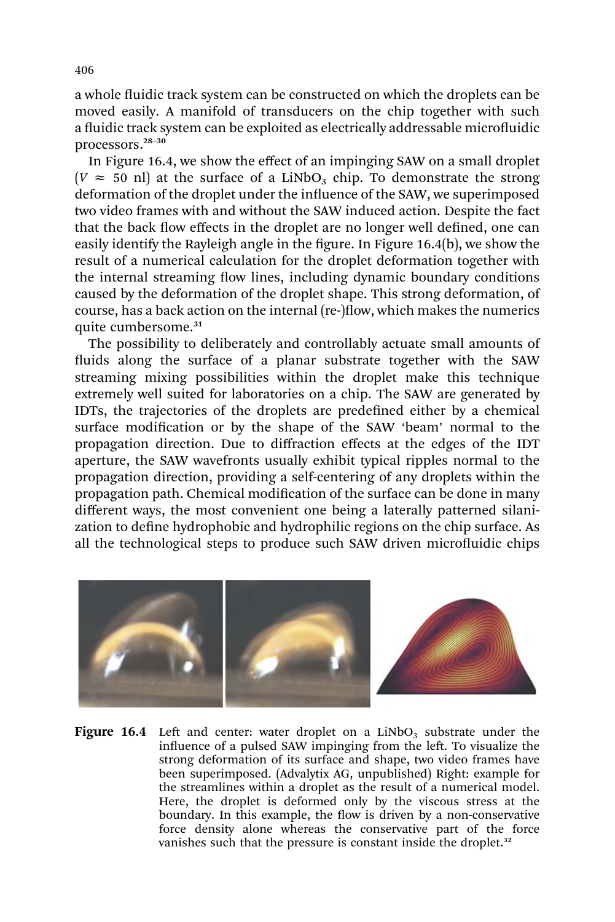a whole fluidic track system can be constructed on which the droplets can be moved easily. A manifold of transducers on the chip together with such a fluidic track system can be exploited as electrically addressable microfluidic processors.[28–30]

In Figure 16.4, we show the effect of an impinging SAW on a small droplet ($V \approx 50$ nl) at the surface of a $LiNbO_3$ chip. To demonstrate the strong deformation of the droplet under the influence of the SAW, we superimposed two video frames with and without the SAW induced action. Despite the fact that the back flow effects in the droplet are no longer well defined, one can easily identify the Rayleigh angle in the figure. In Figure 16.4(b), we show the result of a numerical calculation for the droplet deformation together with the internal streaming flow lines, including dynamic boundary conditions caused by the deformation of the droplet shape. This strong deformation, of course, has a back action on the internal (re-)flow, which makes the numerics quite cumbersome.[31]

The possibility to deliberately and controllably actuate small amounts of fluids along the surface of a planar substrate together with the SAW streaming mixing possibilities within the droplet make this technique extremely well suited for laboratories on a chip. The SAW are generated by IDTs, the trajectories of the droplets are predefined either by a chemical surface modification or by the shape of the SAW 'beam' normal to the propagation direction. Due to diffraction effects at the edges of the IDT aperture, the SAW wavefronts usually exhibit typical ripples normal to the propagation direction, providing a self-centering of any droplets within the propagation path. Chemical modification of the surface can be done in many different ways, the most convenient one being a laterally patterned silanization to define hydrophobic and hydrophilic regions on the chip surface. As all the technological steps to produce such SAW driven microfluidic chips

**Figure 16.4** Left and center: water droplet on a $LiNbO_3$ substrate under the influence of a pulsed SAW impinging from the left. To visualize the strong deformation of its surface and shape, two video frames have been superimposed. (Advalytix AG, unpublished) Right: example for the streamlines within a droplet as the result of a numerical model. Here, the droplet is deformed only by the viscous stress at the boundary. In this example, the flow is driven by a non-conservative force density alone whereas the conservative part of the force vanishes such that the pressure is constant inside the droplet.[32]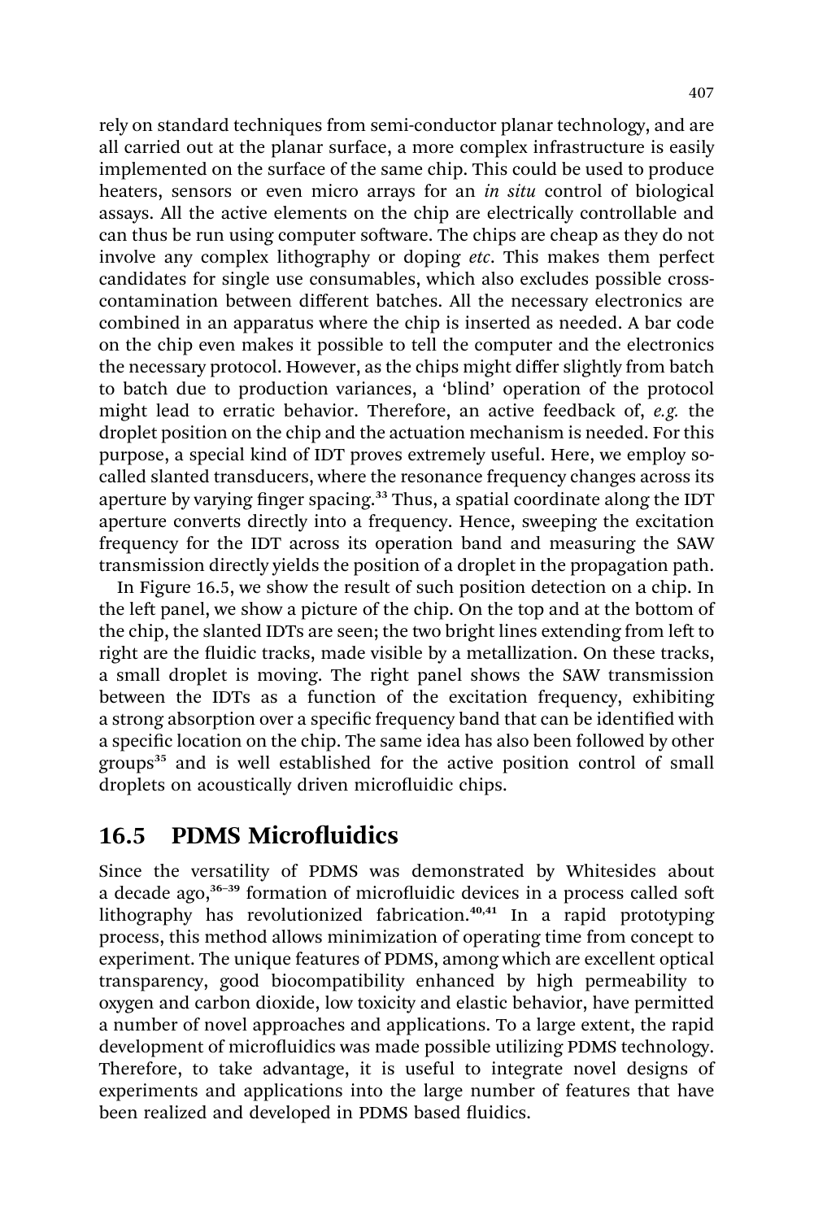rely on standard techniques from semi-conductor planar technology, and are all carried out at the planar surface, a more complex infrastructure is easily implemented on the surface of the same chip. This could be used to produce heaters, sensors or even micro arrays for an *in situ* control of biological assays. All the active elements on the chip are electrically controllable and can thus be run using computer software. The chips are cheap as they do not involve any complex lithography or doping *etc*. This makes them perfect candidates for single use consumables, which also excludes possible cross-contamination between different batches. All the necessary electronics are combined in an apparatus where the chip is inserted as needed. A bar code on the chip even makes it possible to tell the computer and the electronics the necessary protocol. However, as the chips might differ slightly from batch to batch due to production variances, a 'blind' operation of the protocol might lead to erratic behavior. Therefore, an active feedback of, *e.g.* the droplet position on the chip and the actuation mechanism is needed. For this purpose, a special kind of IDT proves extremely useful. Here, we employ so-called slanted transducers, where the resonance frequency changes across its aperture by varying finger spacing.[33] Thus, a spatial coordinate along the IDT aperture converts directly into a frequency. Hence, sweeping the excitation frequency for the IDT across its operation band and measuring the SAW transmission directly yields the position of a droplet in the propagation path.

In Figure 16.5, we show the result of such position detection on a chip. In the left panel, we show a picture of the chip. On the top and at the bottom of the chip, the slanted IDTs are seen; the two bright lines extending from left to right are the fluidic tracks, made visible by a metallization. On these tracks, a small droplet is moving. The right panel shows the SAW transmission between the IDTs as a function of the excitation frequency, exhibiting a strong absorption over a specific frequency band that can be identified with a specific location on the chip. The same idea has also been followed by other groups[35] and is well established for the active position control of small droplets on acoustically driven microfluidic chips.

## 16.5 PDMS Microfluidics

Since the versatility of PDMS was demonstrated by Whitesides about a decade ago,[36–39] formation of microfluidic devices in a process called soft lithography has revolutionized fabrication.[40,41] In a rapid prototyping process, this method allows minimization of operating time from concept to experiment. The unique features of PDMS, among which are excellent optical transparency, good biocompatibility enhanced by high permeability to oxygen and carbon dioxide, low toxicity and elastic behavior, have permitted a number of novel approaches and applications. To a large extent, the rapid development of microfluidics was made possible utilizing PDMS technology. Therefore, to take advantage, it is useful to integrate novel designs of experiments and applications into the large number of features that have been realized and developed in PDMS based fluidics.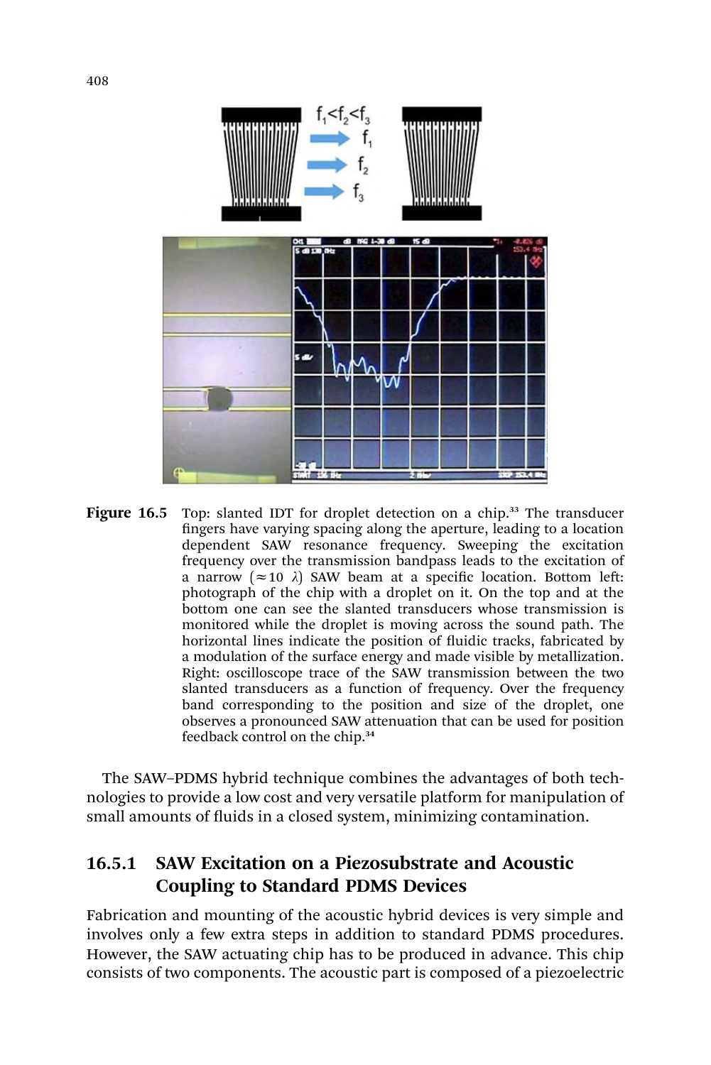**Figure 16.5** Top: slanted IDT for droplet detection on a chip.[33] The transducer fingers have varying spacing along the aperture, leading to a location dependent SAW resonance frequency. Sweeping the excitation frequency over the transmission bandpass leads to the excitation of a narrow ($\approx 10\ \lambda$) SAW beam at a specific location. Bottom left: photograph of the chip with a droplet on it. On the top and at the bottom one can see the slanted transducers whose transmission is monitored while the droplet is moving across the sound path. The horizontal lines indicate the position of fluidic tracks, fabricated by a modulation of the surface energy and made visible by metallization. Right: oscilloscope trace of the SAW transmission between the two slanted transducers as a function of frequency. Over the frequency band corresponding to the position and size of the droplet, one observes a pronounced SAW attenuation that can be used for position feedback control on the chip.[34]

The SAW–PDMS hybrid technique combines the advantages of both technologies to provide a low cost and very versatile platform for manipulation of small amounts of fluids in a closed system, minimizing contamination.

### 16.5.1 SAW Excitation on a Piezosubstrate and Acoustic Coupling to Standard PDMS Devices

Fabrication and mounting of the acoustic hybrid devices is very simple and involves only a few extra steps in addition to standard PDMS procedures. However, the SAW actuating chip has to be produced in advance. This chip consists of two components. The acoustic part is composed of a piezoelectric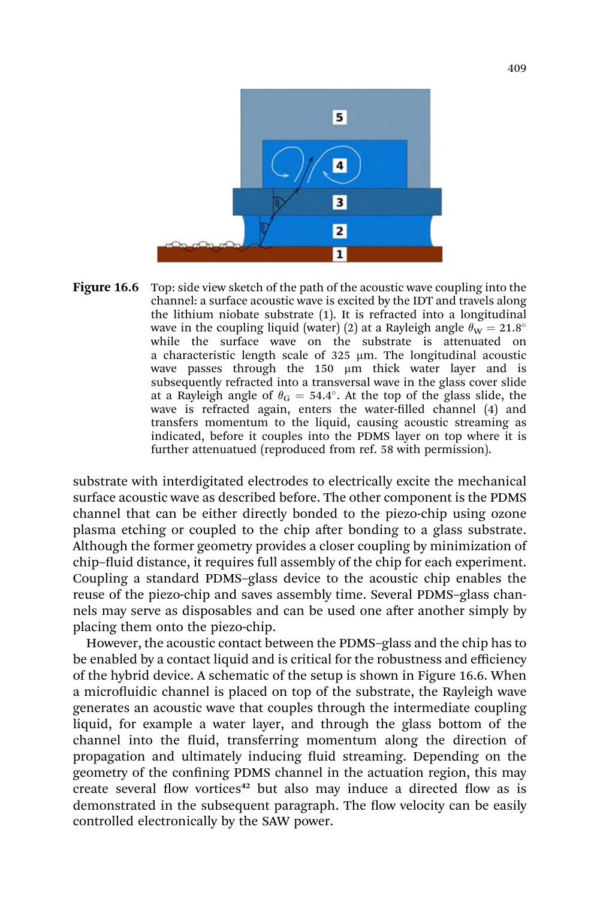**Figure 16.6** Top: side view sketch of the path of the acoustic wave coupling into the channel: a surface acoustic wave is excited by the IDT and travels along the lithium niobate substrate (1). It is refracted into a longitudinal wave in the coupling liquid (water) (2) at a Rayleigh angle $\theta_W = 21.8°$ while the surface wave on the substrate is attenuated on a characteristic length scale of 325 μm. The longitudinal acoustic wave passes through the 150 μm thick water layer and is subsequently refracted into a transversal wave in the glass cover slide at a Rayleigh angle of $\theta_G = 54.4°$. At the top of the glass slide, the wave is refracted again, enters the water-filled channel (4) and transfers momentum to the liquid, causing acoustic streaming as indicated, before it couples into the PDMS layer on top where it is further attenuatued (reproduced from ref. 58 with permission).

substrate with interdigitated electrodes to electrically excite the mechanical surface acoustic wave as described before. The other component is the PDMS channel that can be either directly bonded to the piezo-chip using ozone plasma etching or coupled to the chip after bonding to a glass substrate. Although the former geometry provides a closer coupling by minimization of chip–fluid distance, it requires full assembly of the chip for each experiment. Coupling a standard PDMS–glass device to the acoustic chip enables the reuse of the piezo-chip and saves assembly time. Several PDMS–glass channels may serve as disposables and can be used one after another simply by placing them onto the piezo-chip.

However, the acoustic contact between the PDMS–glass and the chip has to be enabled by a contact liquid and is critical for the robustness and efficiency of the hybrid device. A schematic of the setup is shown in Figure 16.6. When a microfluidic channel is placed on top of the substrate, the Rayleigh wave generates an acoustic wave that couples through the intermediate coupling liquid, for example a water layer, and through the glass bottom of the channel into the fluid, transferring momentum along the direction of propagation and ultimately inducing fluid streaming. Depending on the geometry of the confining PDMS channel in the actuation region, this may create several flow vortices[42] but also may induce a directed flow as is demonstrated in the subsequent paragraph. The flow velocity can be easily controlled electronically by the SAW power.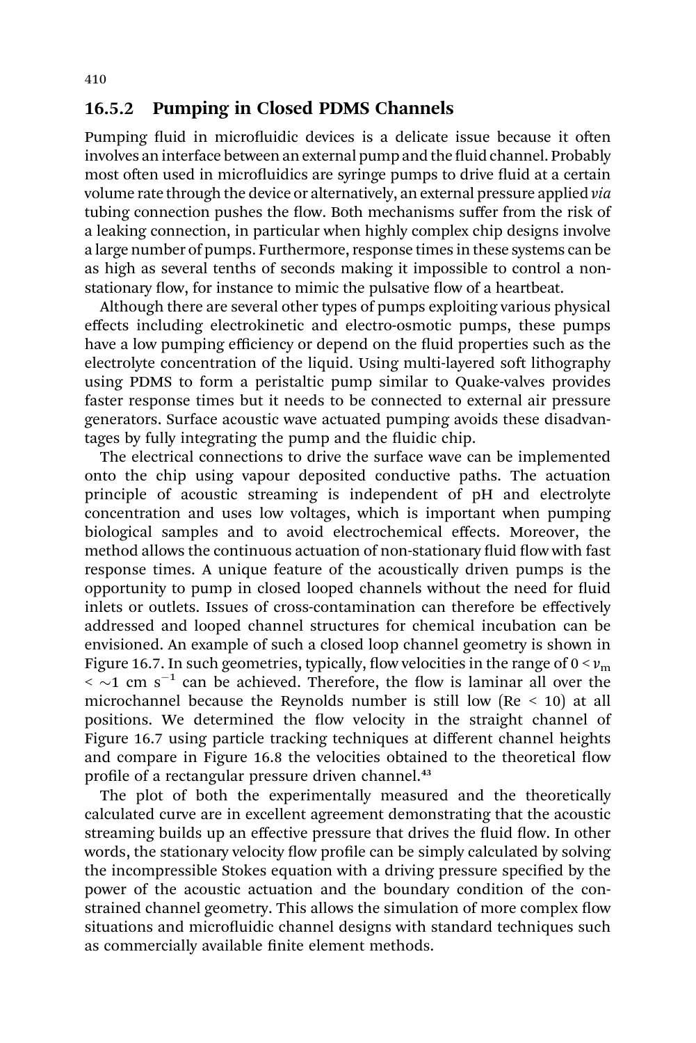### 16.5.2 Pumping in Closed PDMS Channels

Pumping fluid in microfluidic devices is a delicate issue because it often involves an interface between an external pump and the fluid channel. Probably most often used in microfluidics are syringe pumps to drive fluid at a certain volume rate through the device or alternatively, an external pressure applied *via* tubing connection pushes the flow. Both mechanisms suffer from the risk of a leaking connection, in particular when highly complex chip designs involve a large number of pumps. Furthermore, response times in these systems can be as high as several tenths of seconds making it impossible to control a non-stationary flow, for instance to mimic the pulsative flow of a heartbeat.

Although there are several other types of pumps exploiting various physical effects including electrokinetic and electro-osmotic pumps, these pumps have a low pumping efficiency or depend on the fluid properties such as the electrolyte concentration of the liquid. Using multi-layered soft lithography using PDMS to form a peristaltic pump similar to Quake-valves provides faster response times but it needs to be connected to external air pressure generators. Surface acoustic wave actuated pumping avoids these disadvantages by fully integrating the pump and the fluidic chip.

The electrical connections to drive the surface wave can be implemented onto the chip using vapour deposited conductive paths. The actuation principle of acoustic streaming is independent of pH and electrolyte concentration and uses low voltages, which is important when pumping biological samples and to avoid electrochemical effects. Moreover, the method allows the continuous actuation of non-stationary fluid flow with fast response times. A unique feature of the acoustically driven pumps is the opportunity to pump in closed looped channels without the need for fluid inlets or outlets. Issues of cross-contamination can therefore be effectively addressed and looped channel structures for chemical incubation can be envisioned. An example of such a closed loop channel geometry is shown in Figure 16.7. In such geometries, typically, flow velocities in the range of $0 < v_m < \sim 1$ cm s$^{-1}$ can be achieved. Therefore, the flow is laminar all over the microchannel because the Reynolds number is still low (Re < 10) at all positions. We determined the flow velocity in the straight channel of Figure 16.7 using particle tracking techniques at different channel heights and compare in Figure 16.8 the velocities obtained to the theoretical flow profile of a rectangular pressure driven channel.[43]

The plot of both the experimentally measured and the theoretically calculated curve are in excellent agreement demonstrating that the acoustic streaming builds up an effective pressure that drives the fluid flow. In other words, the stationary velocity flow profile can be simply calculated by solving the incompressible Stokes equation with a driving pressure specified by the power of the acoustic actuation and the boundary condition of the constrained channel geometry. This allows the simulation of more complex flow situations and microfluidic channel designs with standard techniques such as commercially available finite element methods.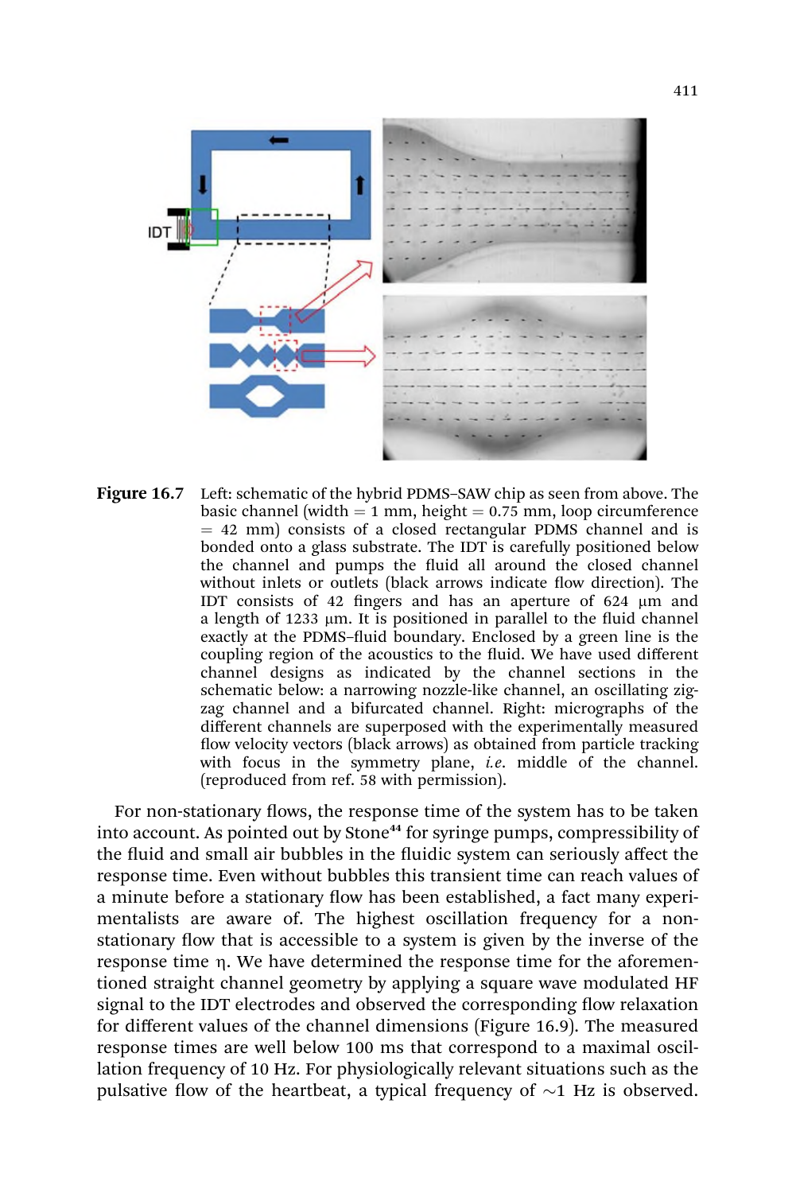**Figure 16.7** Left: schematic of the hybrid PDMS–SAW chip as seen from above. The basic channel (width = 1 mm, height = 0.75 mm, loop circumference = 42 mm) consists of a closed rectangular PDMS channel and is bonded onto a glass substrate. The IDT is carefully positioned below the channel and pumps the fluid all around the closed channel without inlets or outlets (black arrows indicate flow direction). The IDT consists of 42 fingers and has an aperture of 624 μm and a length of 1233 μm. It is positioned in parallel to the fluid channel exactly at the PDMS–fluid boundary. Enclosed by a green line is the coupling region of the acoustics to the fluid. We have used different channel designs as indicated by the channel sections in the schematic below: a narrowing nozzle-like channel, an oscillating zig-zag channel and a bifurcated channel. Right: micrographs of the different channels are superposed with the experimentally measured flow velocity vectors (black arrows) as obtained from particle tracking with focus in the symmetry plane, *i.e.* middle of the channel. (reproduced from ref. 58 with permission).

For non-stationary flows, the response time of the system has to be taken into account. As pointed out by Stone[44] for syringe pumps, compressibility of the fluid and small air bubbles in the fluidic system can seriously affect the response time. Even without bubbles this transient time can reach values of a minute before a stationary flow has been established, a fact many experimentalists are aware of. The highest oscillation frequency for a non-stationary flow that is accessible to a system is given by the inverse of the response time $\eta$. We have determined the response time for the aforementioned straight channel geometry by applying a square wave modulated HF signal to the IDT electrodes and observed the corresponding flow relaxation for different values of the channel dimensions (Figure 16.9). The measured response times are well below 100 ms that correspond to a maximal oscillation frequency of 10 Hz. For physiologically relevant situations such as the pulsative flow of the heartbeat, a typical frequency of ~1 Hz is observed.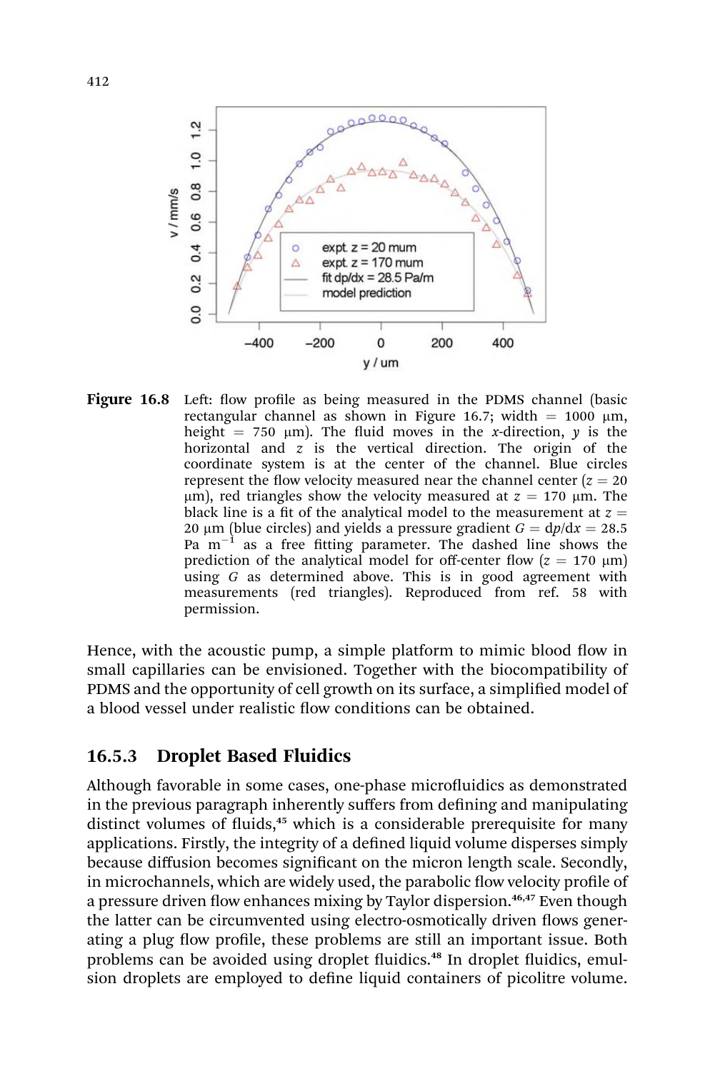**Figure 16.8** Left: flow profile as being measured in the PDMS channel (basic rectangular channel as shown in Figure 16.7; width = 1000 μm, height = 750 μm). The fluid moves in the $x$-direction, $y$ is the horizontal and $z$ is the vertical direction. The origin of the coordinate system is at the center of the channel. Blue circles represent the flow velocity measured near the channel center ($z$ = 20 μm), red triangles show the velocity measured at $z$ = 170 μm. The black line is a fit of the analytical model to the measurement at $z$ = 20 μm (blue circles) and yields a pressure gradient $G = \mathrm{d}p/\mathrm{d}x = 28.5$ Pa $\mathrm{m}^{-1}$ as a free fitting parameter. The dashed line shows the prediction of the analytical model for off-center flow ($z$ = 170 μm) using $G$ as determined above. This is in good agreement with measurements (red triangles). Reproduced from ref. 58 with permission.

Hence, with the acoustic pump, a simple platform to mimic blood flow in small capillaries can be envisioned. Together with the biocompatibility of PDMS and the opportunity of cell growth on its surface, a simplified model of a blood vessel under realistic flow conditions can be obtained.

### 16.5.3 Droplet Based Fluidics

Although favorable in some cases, one-phase microfluidics as demonstrated in the previous paragraph inherently suffers from defining and manipulating distinct volumes of fluids,[45] which is a considerable prerequisite for many applications. Firstly, the integrity of a defined liquid volume disperses simply because diffusion becomes significant on the micron length scale. Secondly, in microchannels, which are widely used, the parabolic flow velocity profile of a pressure driven flow enhances mixing by Taylor dispersion.[46,47] Even though the latter can be circumvented using electro-osmotically driven flows generating a plug flow profile, these problems are still an important issue. Both problems can be avoided using droplet fluidics.[48] In droplet fluidics, emulsion droplets are employed to define liquid containers of picolitre volume.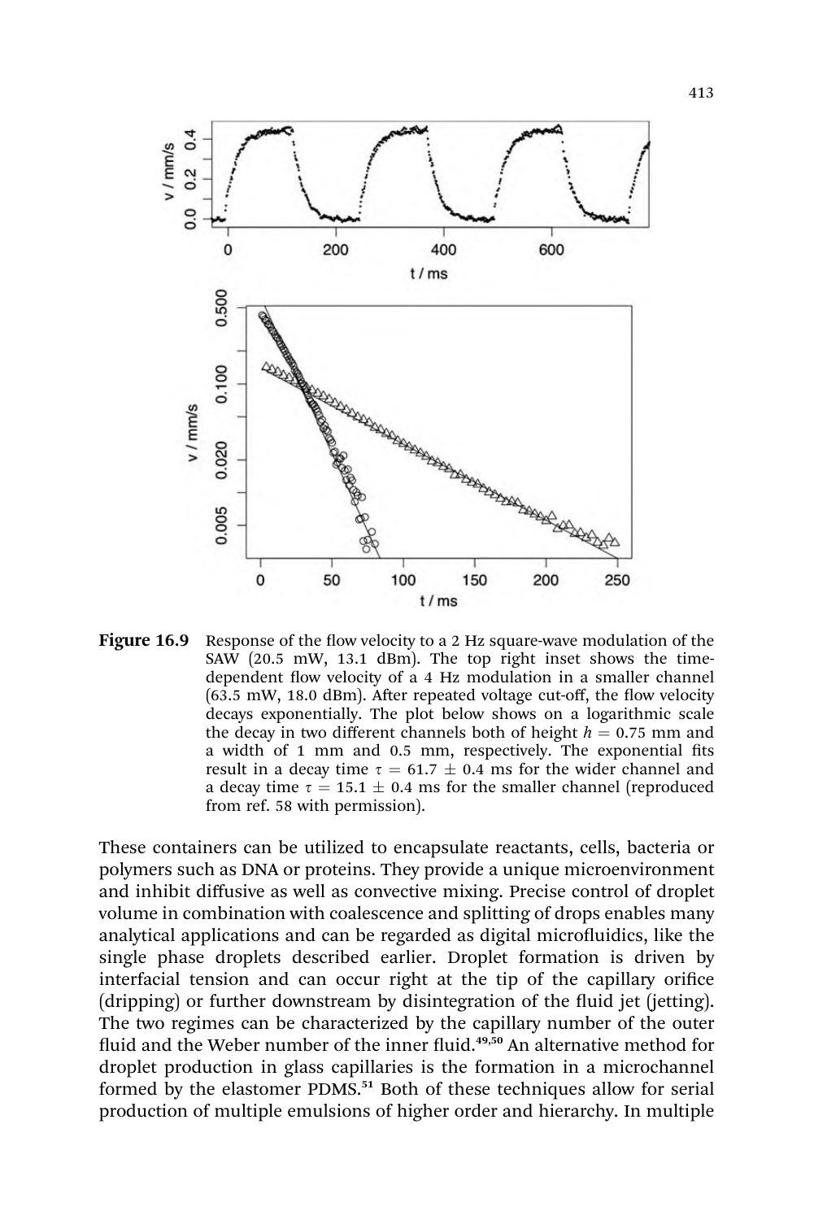**Figure 16.9** Response of the flow velocity to a 2 Hz square-wave modulation of the SAW (20.5 mW, 13.1 dBm). The top right inset shows the time-dependent flow velocity of a 4 Hz modulation in a smaller channel (63.5 mW, 18.0 dBm). After repeated voltage cut-off, the flow velocity decays exponentially. The plot below shows on a logarithmic scale the decay in two different channels both of height $h = 0.75$ mm and a width of 1 mm and 0.5 mm, respectively. The exponential fits result in a decay time $\tau = 61.7 \pm 0.4$ ms for the wider channel and a decay time $\tau = 15.1 \pm 0.4$ ms for the smaller channel (reproduced from ref. 58 with permission).

These containers can be utilized to encapsulate reactants, cells, bacteria or polymers such as DNA or proteins. They provide a unique microenvironment and inhibit diffusive as well as convective mixing. Precise control of droplet volume in combination with coalescence and splitting of drops enables many analytical applications and can be regarded as digital microfluidics, like the single phase droplets described earlier. Droplet formation is driven by interfacial tension and can occur right at the tip of the capillary orifice (dripping) or further downstream by disintegration of the fluid jet (jetting). The two regimes can be characterized by the capillary number of the outer fluid and the Weber number of the inner fluid.[49,50] An alternative method for droplet production in glass capillaries is the formation in a microchannel formed by the elastomer PDMS.[51] Both of these techniques allow for serial production of multiple emulsions of higher order and hierarchy. In multiple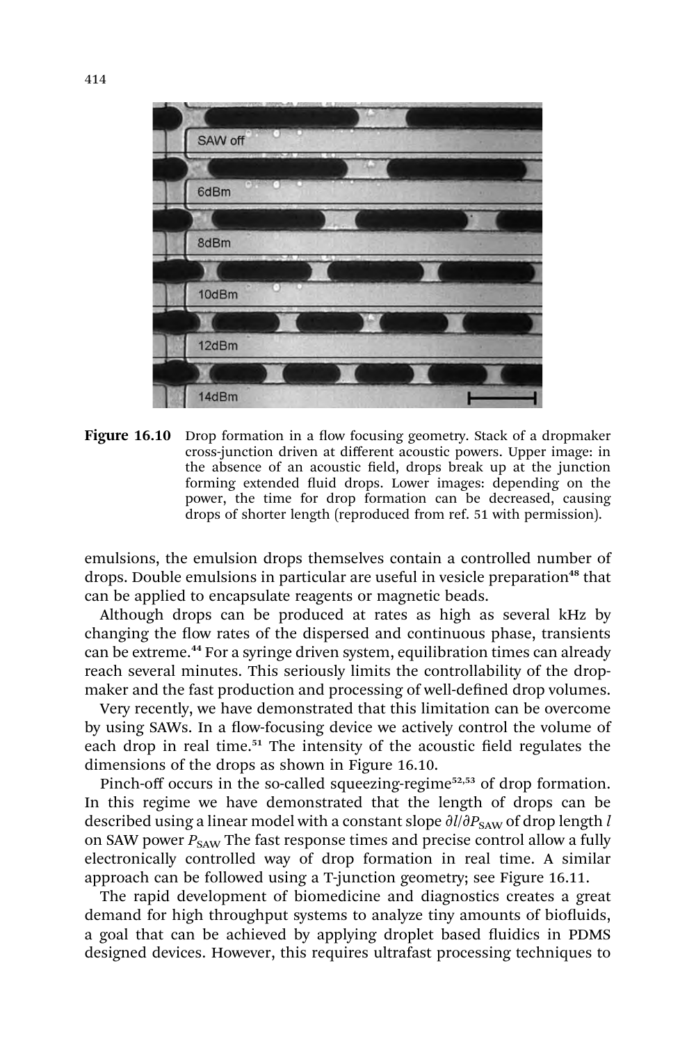**Figure 16.10** Drop formation in a flow focusing geometry. Stack of a dropmaker cross-junction driven at different acoustic powers. Upper image: in the absence of an acoustic field, drops break up at the junction forming extended fluid drops. Lower images: depending on the power, the time for drop formation can be decreased, causing drops of shorter length (reproduced from ref. 51 with permission).

emulsions, the emulsion drops themselves contain a controlled number of drops. Double emulsions in particular are useful in vesicle preparation[48] that can be applied to encapsulate reagents or magnetic beads.

Although drops can be produced at rates as high as several kHz by changing the flow rates of the dispersed and continuous phase, transients can be extreme.[44] For a syringe driven system, equilibration times can already reach several minutes. This seriously limits the controllability of the dropmaker and the fast production and processing of well-defined drop volumes.

Very recently, we have demonstrated that this limitation can be overcome by using SAWs. In a flow-focusing device we actively control the volume of each drop in real time.[51] The intensity of the acoustic field regulates the dimensions of the drops as shown in Figure 16.10.

Pinch-off occurs in the so-called squeezing-regime[52,53] of drop formation. In this regime we have demonstrated that the length of drops can be described using a linear model with a constant slope $\partial l/\partial P_{SAW}$ of drop length $l$ on SAW power $P_{SAW}$ The fast response times and precise control allow a fully electronically controlled way of drop formation in real time. A similar approach can be followed using a T-junction geometry; see Figure 16.11.

The rapid development of biomedicine and diagnostics creates a great demand for high throughput systems to analyze tiny amounts of biofluids, a goal that can be achieved by applying droplet based fluidics in PDMS designed devices. However, this requires ultrafast processing techniques to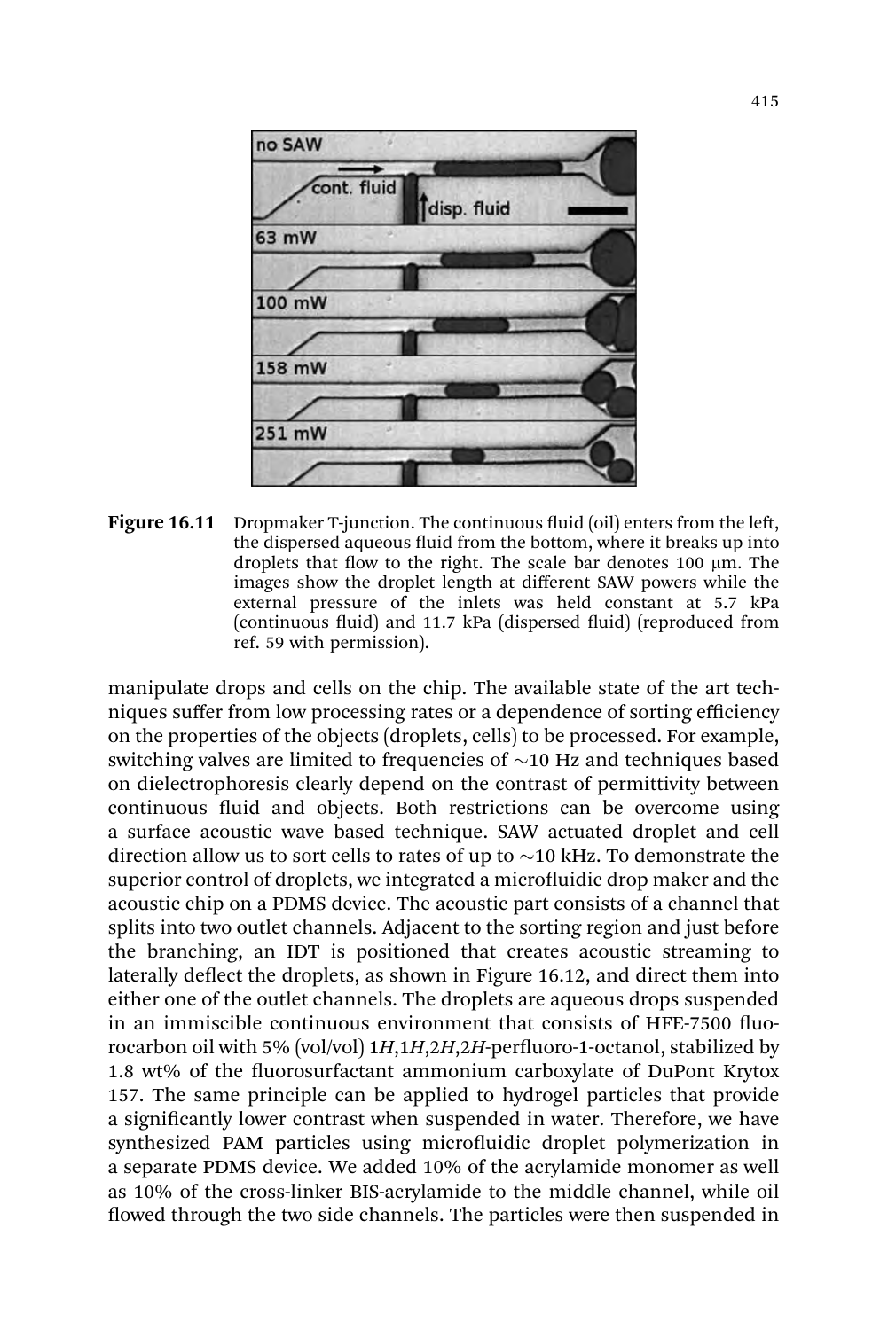**Figure 16.11** Dropmaker T-junction. The continuous fluid (oil) enters from the left, the dispersed aqueous fluid from the bottom, where it breaks up into droplets that flow to the right. The scale bar denotes 100 μm. The images show the droplet length at different SAW powers while the external pressure of the inlets was held constant at 5.7 kPa (continuous fluid) and 11.7 kPa (dispersed fluid) (reproduced from ref. 59 with permission).

manipulate drops and cells on the chip. The available state of the art techniques suffer from low processing rates or a dependence of sorting efficiency on the properties of the objects (droplets, cells) to be processed. For example, switching valves are limited to frequencies of ~10 Hz and techniques based on dielectrophoresis clearly depend on the contrast of permittivity between continuous fluid and objects. Both restrictions can be overcome using a surface acoustic wave based technique. SAW actuated droplet and cell direction allow us to sort cells to rates of up to ~10 kHz. To demonstrate the superior control of droplets, we integrated a microfluidic drop maker and the acoustic chip on a PDMS device. The acoustic part consists of a channel that splits into two outlet channels. Adjacent to the sorting region and just before the branching, an IDT is positioned that creates acoustic streaming to laterally deflect the droplets, as shown in Figure 16.12, and direct them into either one of the outlet channels. The droplets are aqueous drops suspended in an immiscible continuous environment that consists of HFE-7500 fluorocarbon oil with 5% (vol/vol) 1*H*,1*H*,2*H*,2*H*-perfluoro-1-octanol, stabilized by 1.8 wt% of the fluorosurfactant ammonium carboxylate of DuPont Krytox 157. The same principle can be applied to hydrogel particles that provide a significantly lower contrast when suspended in water. Therefore, we have synthesized PAM particles using microfluidic droplet polymerization in a separate PDMS device. We added 10% of the acrylamide monomer as well as 10% of the cross-linker BIS-acrylamide to the middle channel, while oil flowed through the two side channels. The particles were then suspended in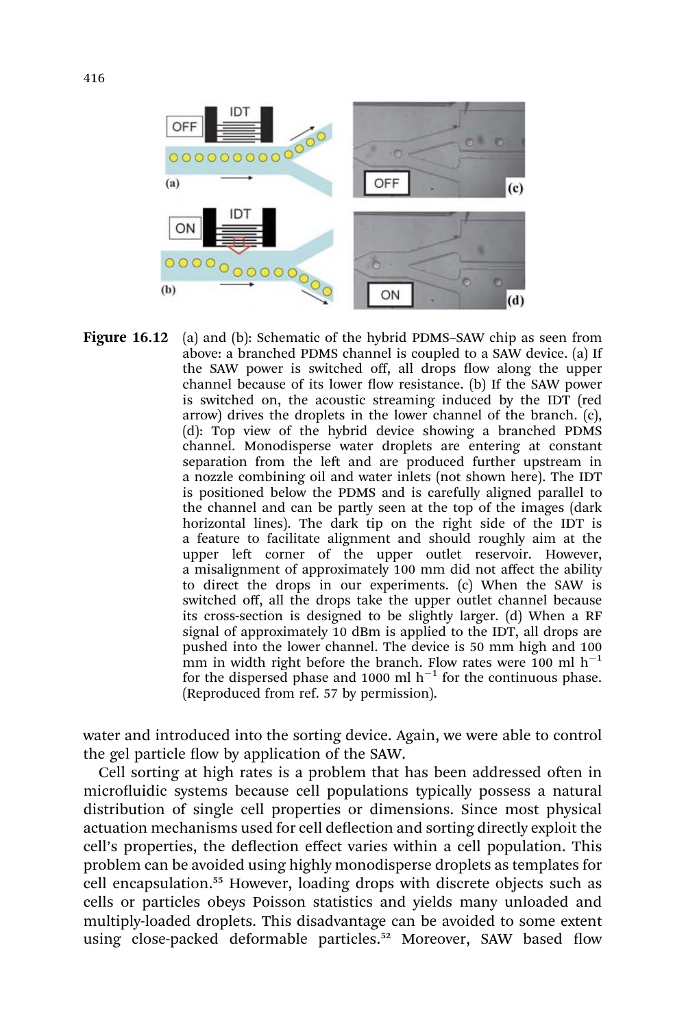**Figure 16.12** (a) and (b): Schematic of the hybrid PDMS–SAW chip as seen from above: a branched PDMS channel is coupled to a SAW device. (a) If the SAW power is switched off, all drops flow along the upper channel because of its lower flow resistance. (b) If the SAW power is switched on, the acoustic streaming induced by the IDT (red arrow) drives the droplets in the lower channel of the branch. (c), (d): Top view of the hybrid device showing a branched PDMS channel. Monodisperse water droplets are entering at constant separation from the left and are produced further upstream in a nozzle combining oil and water inlets (not shown here). The IDT is positioned below the PDMS and is carefully aligned parallel to the channel and can be partly seen at the top of the images (dark horizontal lines). The dark tip on the right side of the IDT is a feature to facilitate alignment and should roughly aim at the upper left corner of the upper outlet reservoir. However, a misalignment of approximately 100 mm did not affect the ability to direct the drops in our experiments. (c) When the SAW is switched off, all the drops take the upper outlet channel because its cross-section is designed to be slightly larger. (d) When a RF signal of approximately 10 dBm is applied to the IDT, all drops are pushed into the lower channel. The device is 50 mm high and 100 mm in width right before the branch. Flow rates were 100 ml $h^{-1}$ for the dispersed phase and 1000 ml $h^{-1}$ for the continuous phase. (Reproduced from ref. 57 by permission).

water and introduced into the sorting device. Again, we were able to control the gel particle flow by application of the SAW.

Cell sorting at high rates is a problem that has been addressed often in microfluidic systems because cell populations typically possess a natural distribution of single cell properties or dimensions. Since most physical actuation mechanisms used for cell deflection and sorting directly exploit the cell's properties, the deflection effect varies within a cell population. This problem can be avoided using highly monodisperse droplets as templates for cell encapsulation.[55] However, loading drops with discrete objects such as cells or particles obeys Poisson statistics and yields many unloaded and multiply-loaded droplets. This disadvantage can be avoided to some extent using close-packed deformable particles.[52] Moreover, SAW based flow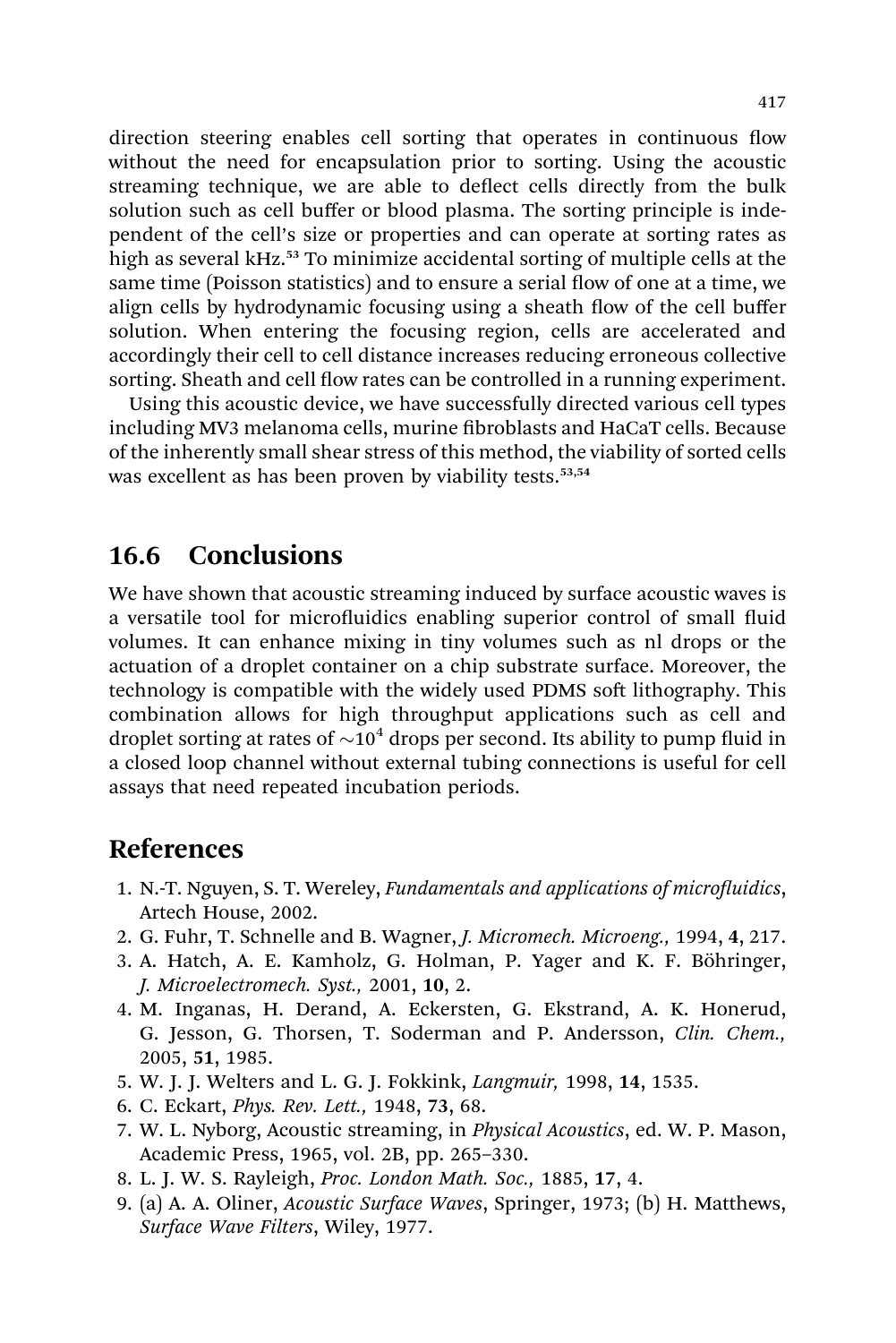direction steering enables cell sorting that operates in continuous flow without the need for encapsulation prior to sorting. Using the acoustic streaming technique, we are able to deflect cells directly from the bulk solution such as cell buffer or blood plasma. The sorting principle is independent of the cell's size or properties and can operate at sorting rates as high as several kHz.[53] To minimize accidental sorting of multiple cells at the same time (Poisson statistics) and to ensure a serial flow of one at a time, we align cells by hydrodynamic focusing using a sheath flow of the cell buffer solution. When entering the focusing region, cells are accelerated and accordingly their cell to cell distance increases reducing erroneous collective sorting. Sheath and cell flow rates can be controlled in a running experiment.

Using this acoustic device, we have successfully directed various cell types including MV3 melanoma cells, murine fibroblasts and HaCaT cells. Because of the inherently small shear stress of this method, the viability of sorted cells was excellent as has been proven by viability tests.[53,54]

## 16.6 Conclusions

We have shown that acoustic streaming induced by surface acoustic waves is a versatile tool for microfluidics enabling superior control of small fluid volumes. It can enhance mixing in tiny volumes such as nl drops or the actuation of a droplet container on a chip substrate surface. Moreover, the technology is compatible with the widely used PDMS soft lithography. This combination allows for high throughput applications such as cell and droplet sorting at rates of $\sim 10^4$ drops per second. Its ability to pump fluid in a closed loop channel without external tubing connections is useful for cell assays that need repeated incubation periods.

## References

1. N.-T. Nguyen, S. T. Wereley, *Fundamentals and applications of microfluidics*, Artech House, 2002.
2. G. Fuhr, T. Schnelle and B. Wagner, *J. Micromech. Microeng.,* 1994, **4**, 217.
3. A. Hatch, A. E. Kamholz, G. Holman, P. Yager and K. F. Böhringer, *J. Microelectromech. Syst.,* 2001, **10**, 2.
4. M. Inganas, H. Derand, A. Eckersten, G. Ekstrand, A. K. Honerud, G. Jesson, G. Thorsen, T. Soderman and P. Andersson, *Clin. Chem.,* 2005, **51**, 1985.
5. W. J. J. Welters and L. G. J. Fokkink, *Langmuir,* 1998, **14**, 1535.
6. C. Eckart, *Phys. Rev. Lett.,* 1948, **73**, 68.
7. W. L. Nyborg, Acoustic streaming, in *Physical Acoustics*, ed. W. P. Mason, Academic Press, 1965, vol. 2B, pp. 265–330.
8. L. J. W. S. Rayleigh, *Proc. London Math. Soc.,* 1885, **17**, 4.
9. (a) A. A. Oliner, *Acoustic Surface Waves*, Springer, 1973; (b) H. Matthews, *Surface Wave Filters*, Wiley, 1977.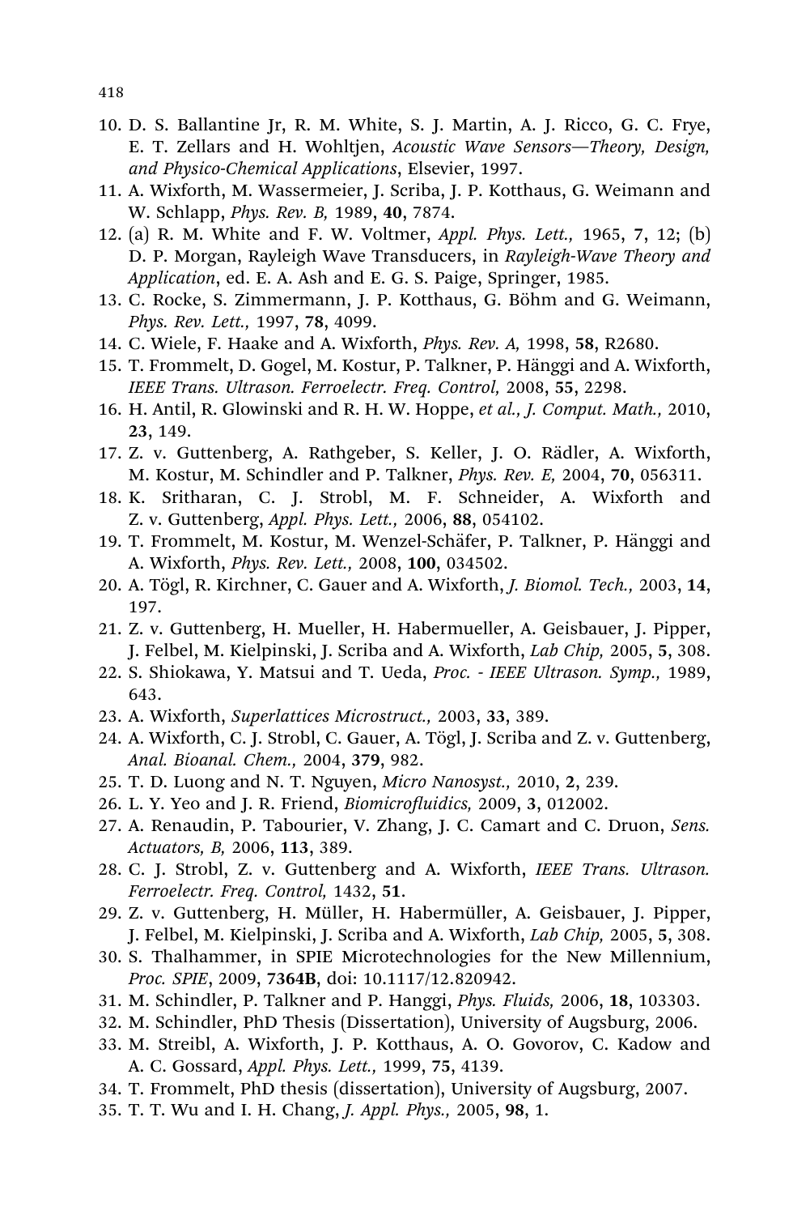10. D. S. Ballantine Jr, R. M. White, S. J. Martin, A. J. Ricco, G. C. Frye, E. T. Zellars and H. Wohltjen, *Acoustic Wave Sensors—Theory, Design, and Physico-Chemical Applications*, Elsevier, 1997.
11. A. Wixforth, M. Wassermeier, J. Scriba, J. P. Kotthaus, G. Weimann and W. Schlapp, *Phys. Rev. B,* 1989, **40**, 7874.
12. (a) R. M. White and F. W. Voltmer, *Appl. Phys. Lett.,* 1965, **7**, 12; (b) D. P. Morgan, Rayleigh Wave Transducers, in *Rayleigh-Wave Theory and Application*, ed. E. A. Ash and E. G. S. Paige, Springer, 1985.
13. C. Rocke, S. Zimmermann, J. P. Kotthaus, G. Böhm and G. Weimann, *Phys. Rev. Lett.,* 1997, **78**, 4099.
14. C. Wiele, F. Haake and A. Wixforth, *Phys. Rev. A,* 1998, **58**, R2680.
15. T. Frommelt, D. Gogel, M. Kostur, P. Talkner, P. Hänggi and A. Wixforth, *IEEE Trans. Ultrason. Ferroelectr. Freq. Control,* 2008, **55**, 2298.
16. H. Antil, R. Glowinski and R. H. W. Hoppe, *et al., J. Comput. Math.,* 2010, **23**, 149.
17. Z. v. Guttenberg, A. Rathgeber, S. Keller, J. O. Rädler, A. Wixforth, M. Kostur, M. Schindler and P. Talkner, *Phys. Rev. E,* 2004, **70**, 056311.
18. K. Sritharan, C. J. Strobl, M. F. Schneider, A. Wixforth and Z. v. Guttenberg, *Appl. Phys. Lett.,* 2006, **88**, 054102.
19. T. Frommelt, M. Kostur, M. Wenzel-Schäfer, P. Talkner, P. Hänggi and A. Wixforth, *Phys. Rev. Lett.,* 2008, **100**, 034502.
20. A. Tögl, R. Kirchner, C. Gauer and A. Wixforth, *J. Biomol. Tech.,* 2003, **14**, 197.
21. Z. v. Guttenberg, H. Mueller, H. Habermueller, A. Geisbauer, J. Pipper, J. Felbel, M. Kielpinski, J. Scriba and A. Wixforth, *Lab Chip,* 2005, **5**, 308.
22. S. Shiokawa, Y. Matsui and T. Ueda, *Proc. - IEEE Ultrason. Symp.,* 1989, 643.
23. A. Wixforth, *Superlattices Microstruct.,* 2003, **33**, 389.
24. A. Wixforth, C. J. Strobl, C. Gauer, A. Tögl, J. Scriba and Z. v. Guttenberg, *Anal. Bioanal. Chem.,* 2004, **379**, 982.
25. T. D. Luong and N. T. Nguyen, *Micro Nanosyst.,* 2010, **2**, 239.
26. L. Y. Yeo and J. R. Friend, *Biomicrofluidics,* 2009, **3**, 012002.
27. A. Renaudin, P. Tabourier, V. Zhang, J. C. Camart and C. Druon, *Sens. Actuators, B,* 2006, **113**, 389.
28. C. J. Strobl, Z. v. Guttenberg and A. Wixforth, *IEEE Trans. Ultrason. Ferroelectr. Freq. Control,* 1432, **51**.
29. Z. v. Guttenberg, H. Müller, H. Habermüller, A. Geisbauer, J. Pipper, J. Felbel, M. Kielpinski, J. Scriba and A. Wixforth, *Lab Chip,* 2005, **5**, 308.
30. S. Thalhammer, in SPIE Microtechnologies for the New Millennium, *Proc. SPIE*, 2009, **7364B**, doi: 10.1117/12.820942.
31. M. Schindler, P. Talkner and P. Hanggi, *Phys. Fluids,* 2006, **18**, 103303.
32. M. Schindler, PhD Thesis (Dissertation), University of Augsburg, 2006.
33. M. Streibl, A. Wixforth, J. P. Kotthaus, A. O. Govorov, C. Kadow and A. C. Gossard, *Appl. Phys. Lett.,* 1999, **75**, 4139.
34. T. Frommelt, PhD thesis (dissertation), University of Augsburg, 2007.
35. T. T. Wu and I. H. Chang, *J. Appl. Phys.,* 2005, **98**, 1.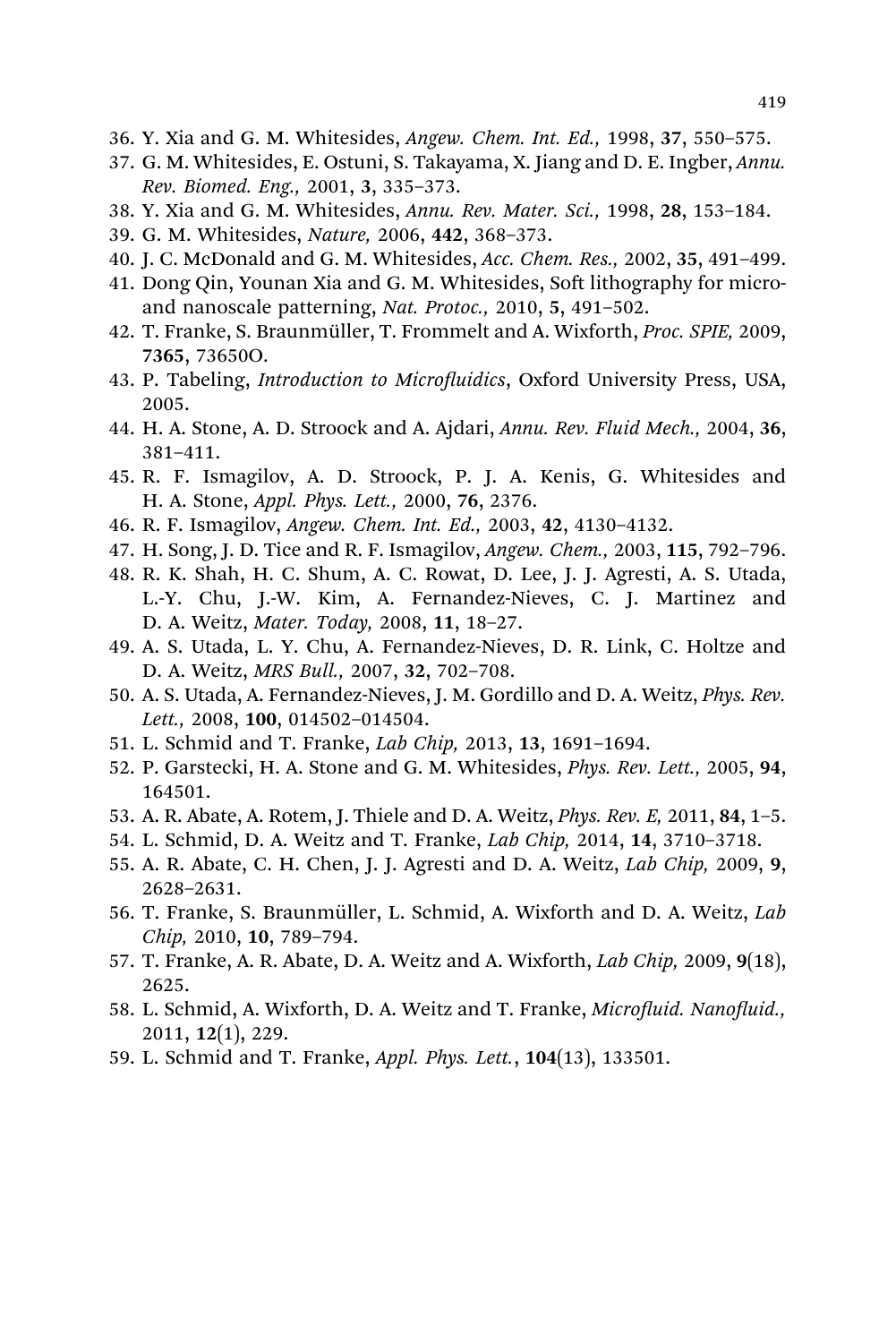36. Y. Xia and G. M. Whitesides, *Angew. Chem. Int. Ed.,* 1998, **37**, 550–575.
37. G. M. Whitesides, E. Ostuni, S. Takayama, X. Jiang and D. E. Ingber, *Annu. Rev. Biomed. Eng.,* 2001, **3**, 335–373.
38. Y. Xia and G. M. Whitesides, *Annu. Rev. Mater. Sci.,* 1998, **28**, 153–184.
39. G. M. Whitesides, *Nature,* 2006, **442**, 368–373.
40. J. C. McDonald and G. M. Whitesides, *Acc. Chem. Res.,* 2002, **35**, 491–499.
41. Dong Qin, Younan Xia and G. M. Whitesides, Soft lithography for micro- and nanoscale patterning, *Nat. Protoc.,* 2010, **5**, 491–502.
42. T. Franke, S. Braunmüller, T. Frommelt and A. Wixforth, *Proc. SPIE,* 2009, **7365**, 73650O.
43. P. Tabeling, *Introduction to Microfluidics*, Oxford University Press, USA, 2005.
44. H. A. Stone, A. D. Stroock and A. Ajdari, *Annu. Rev. Fluid Mech.,* 2004, **36**, 381–411.
45. R. F. Ismagilov, A. D. Stroock, P. J. A. Kenis, G. Whitesides and H. A. Stone, *Appl. Phys. Lett.,* 2000, **76**, 2376.
46. R. F. Ismagilov, *Angew. Chem. Int. Ed.,* 2003, **42**, 4130–4132.
47. H. Song, J. D. Tice and R. F. Ismagilov, *Angew. Chem.,* 2003, **115**, 792–796.
48. R. K. Shah, H. C. Shum, A. C. Rowat, D. Lee, J. J. Agresti, A. S. Utada, L.-Y. Chu, J.-W. Kim, A. Fernandez-Nieves, C. J. Martinez and D. A. Weitz, *Mater. Today,* 2008, **11**, 18–27.
49. A. S. Utada, L. Y. Chu, A. Fernandez-Nieves, D. R. Link, C. Holtze and D. A. Weitz, *MRS Bull.,* 2007, **32**, 702–708.
50. A. S. Utada, A. Fernandez-Nieves, J. M. Gordillo and D. A. Weitz, *Phys. Rev. Lett.,* 2008, **100**, 014502–014504.
51. L. Schmid and T. Franke, *Lab Chip,* 2013, **13**, 1691–1694.
52. P. Garstecki, H. A. Stone and G. M. Whitesides, *Phys. Rev. Lett.,* 2005, **94**, 164501.
53. A. R. Abate, A. Rotem, J. Thiele and D. A. Weitz, *Phys. Rev. E,* 2011, **84**, 1–5.
54. L. Schmid, D. A. Weitz and T. Franke, *Lab Chip,* 2014, **14**, 3710–3718.
55. A. R. Abate, C. H. Chen, J. J. Agresti and D. A. Weitz, *Lab Chip,* 2009, **9**, 2628–2631.
56. T. Franke, S. Braunmüller, L. Schmid, A. Wixforth and D. A. Weitz, *Lab Chip,* 2010, **10**, 789–794.
57. T. Franke, A. R. Abate, D. A. Weitz and A. Wixforth, *Lab Chip,* 2009, **9**(18), 2625.
58. L. Schmid, A. Wixforth, D. A. Weitz and T. Franke, *Microfluid. Nanofluid.,* 2011, **12**(1), 229.
59. L. Schmid and T. Franke, *Appl. Phys. Lett.*, **104**(13), 133501.